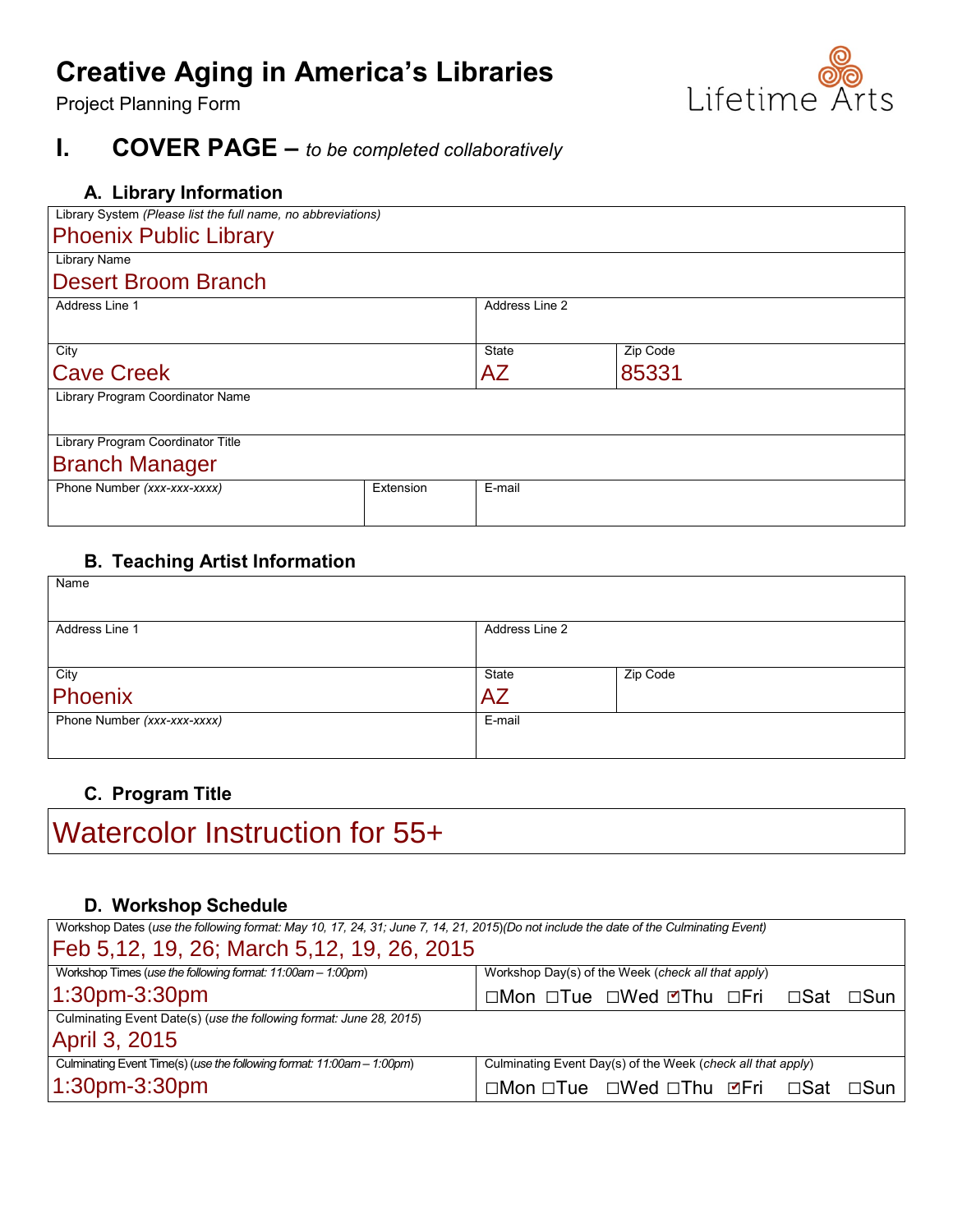# Creative Aging in America's Libraries

Project Planning Form

Lifetime Arts

## I. COVER PAGE – *to be completed collaboratively*

### A. Library Information

| Field | Value |
| --- | --- |
| Library System *(Please list the full name, no abbreviations)* | Phoenix Public Library |
| Library Name | Desert Broom Branch |
| Address Line 1 | |
| Address Line 2 | |
| City | Cave Creek |
| State | AZ |
| Zip Code | 85331 |
| Library Program Coordinator Name | |
| Library Program Coordinator Title | Branch Manager |
| Phone Number *(xxx-xxx-xxxx)* | |
| Extension | |
| E-mail | |

### B. Teaching Artist Information

| Field | Value |
| --- | --- |
| Name | |
| Address Line 1 | |
| Address Line 2 | |
| City | Phoenix |
| State | AZ |
| Zip Code | |
| Phone Number *(xxx-xxx-xxxx)* | |
| E-mail | |

### C. Program Title

Watercolor Instruction for 55+

### D. Workshop Schedule

| Field | Value |
| --- | --- |
| Workshop Dates *(use the following format: May 10, 17, 24, 31; June 7, 14, 21, 2015)(Do not include the date of the Culminating Event)* | Feb 5,12, 19, 26; March 5,12, 19, 26, 2015 |
| Workshop Times *(use the following format: 11:00am – 1:00pm)* | 1:30pm-3:30pm |
| Workshop Day(s) of the Week *(check all that apply)* | ☐Mon ☐Tue ☐Wed ☑Thu ☐Fri ☐Sat ☐Sun |
| Culminating Event Date(s) *(use the following format: June 28, 2015)* | April 3, 2015 |
| Culminating Event Time(s) *(use the following format: 11:00am – 1:00pm)* | 1:30pm-3:30pm |
| Culminating Event Day(s) of the Week *(check all that apply)* | ☐Mon ☐Tue ☐Wed ☐Thu ☑Fri ☐Sat ☐Sun |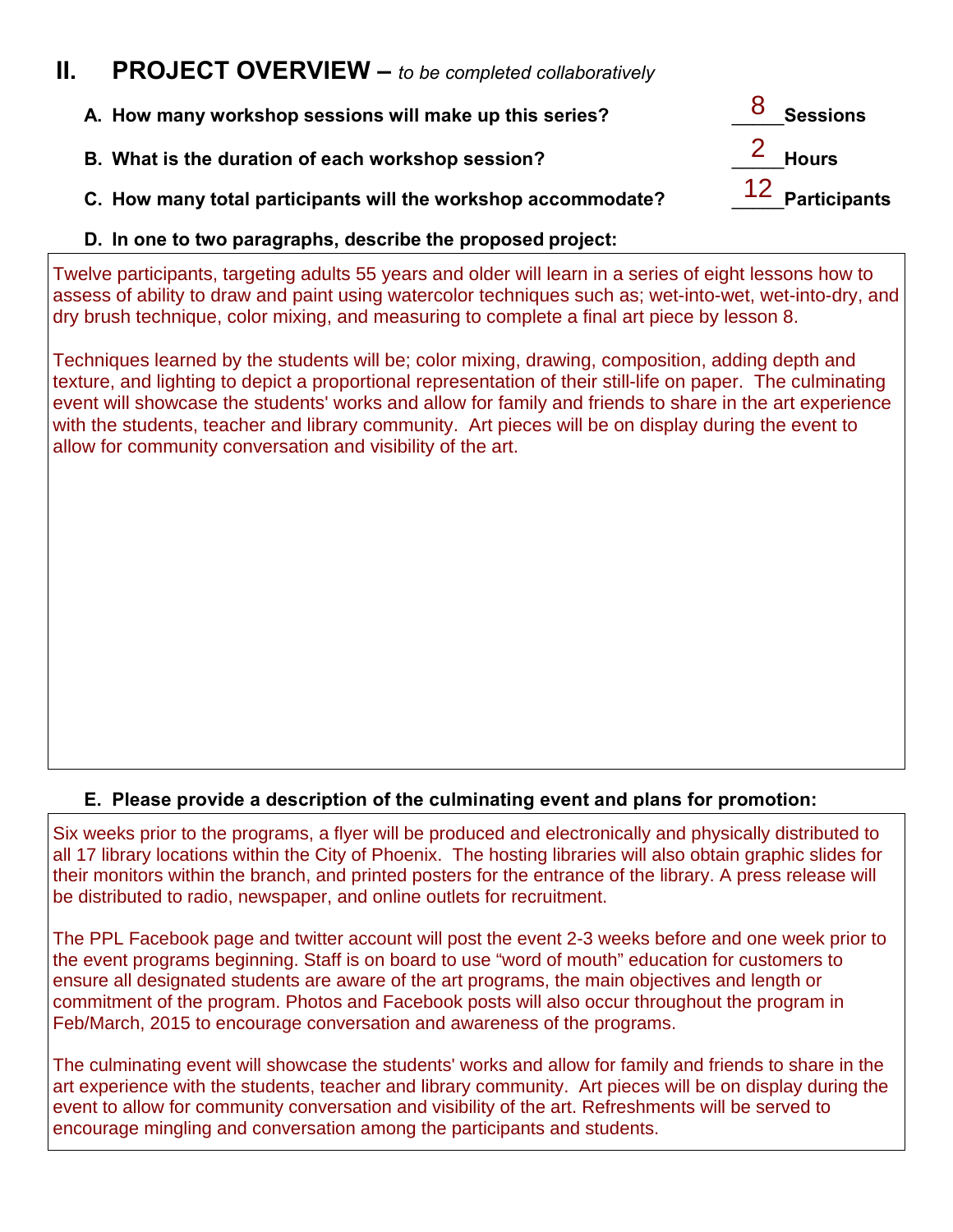## II. PROJECT OVERVIEW – *to be completed collaboratively*

**A. How many workshop sessions will make up this series?** 8 **Sessions**

**B. What is the duration of each workshop session?** 2 **Hours**

**C. How many total participants will the workshop accommodate?** 12 **Participants**

**D. In one to two paragraphs, describe the proposed project:**

Twelve participants, targeting adults 55 years and older will learn in a series of eight lessons how to assess of ability to draw and paint using watercolor techniques such as; wet-into-wet, wet-into-dry, and dry brush technique, color mixing, and measuring to complete a final art piece by lesson 8.

Techniques learned by the students will be; color mixing, drawing, composition, adding depth and texture, and lighting to depict a proportional representation of their still-life on paper. The culminating event will showcase the students' works and allow for family and friends to share in the art experience with the students, teacher and library community. Art pieces will be on display during the event to allow for community conversation and visibility of the art.

**E. Please provide a description of the culminating event and plans for promotion:**

Six weeks prior to the programs, a flyer will be produced and electronically and physically distributed to all 17 library locations within the City of Phoenix. The hosting libraries will also obtain graphic slides for their monitors within the branch, and printed posters for the entrance of the library. A press release will be distributed to radio, newspaper, and online outlets for recruitment.

The PPL Facebook page and twitter account will post the event 2-3 weeks before and one week prior to the event programs beginning. Staff is on board to use "word of mouth" education for customers to ensure all designated students are aware of the art programs, the main objectives and length or commitment of the program. Photos and Facebook posts will also occur throughout the program in Feb/March, 2015 to encourage conversation and awareness of the programs.

The culminating event will showcase the students' works and allow for family and friends to share in the art experience with the students, teacher and library community. Art pieces will be on display during the event to allow for community conversation and visibility of the art. Refreshments will be served to encourage mingling and conversation among the participants and students.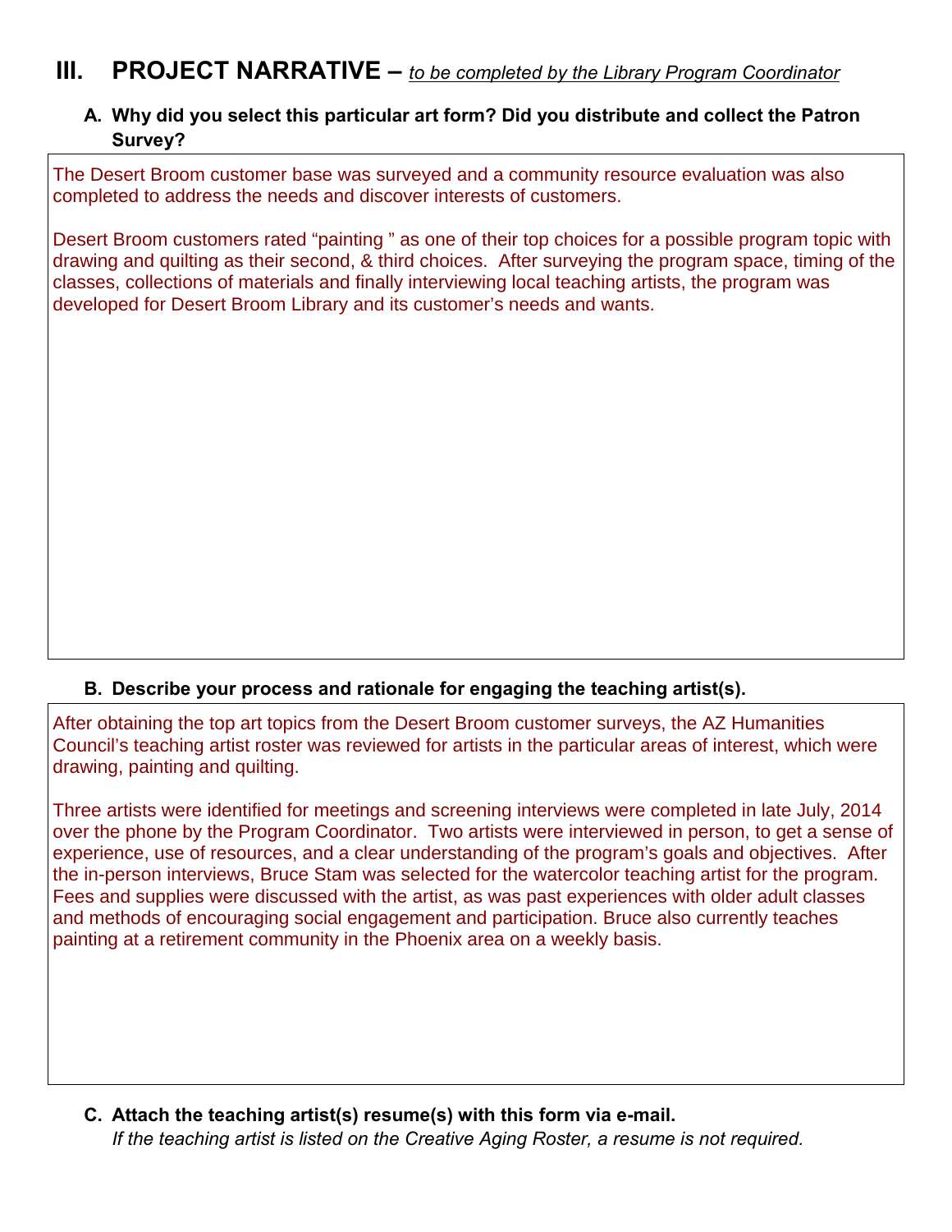## III. PROJECT NARRATIVE – *to be completed by the Library Program Coordinator*

### A. Why did you select this particular art form? Did you distribute and collect the Patron Survey?

The Desert Broom customer base was surveyed and a community resource evaluation was also completed to address the needs and discover interests of customers.

Desert Broom customers rated "painting " as one of their top choices for a possible program topic with drawing and quilting as their second, & third choices. After surveying the program space, timing of the classes, collections of materials and finally interviewing local teaching artists, the program was developed for Desert Broom Library and its customer's needs and wants.

### B. Describe your process and rationale for engaging the teaching artist(s).

After obtaining the top art topics from the Desert Broom customer surveys, the AZ Humanities Council's teaching artist roster was reviewed for artists in the particular areas of interest, which were drawing, painting and quilting.

Three artists were identified for meetings and screening interviews were completed in late July, 2014 over the phone by the Program Coordinator. Two artists were interviewed in person, to get a sense of experience, use of resources, and a clear understanding of the program's goals and objectives. After the in-person interviews, Bruce Stam was selected for the watercolor teaching artist for the program. Fees and supplies were discussed with the artist, as was past experiences with older adult classes and methods of encouraging social engagement and participation. Bruce also currently teaches painting at a retirement community in the Phoenix area on a weekly basis.

### C. Attach the teaching artist(s) resume(s) with this form via e-mail.

*If the teaching artist is listed on the Creative Aging Roster, a resume is not required.*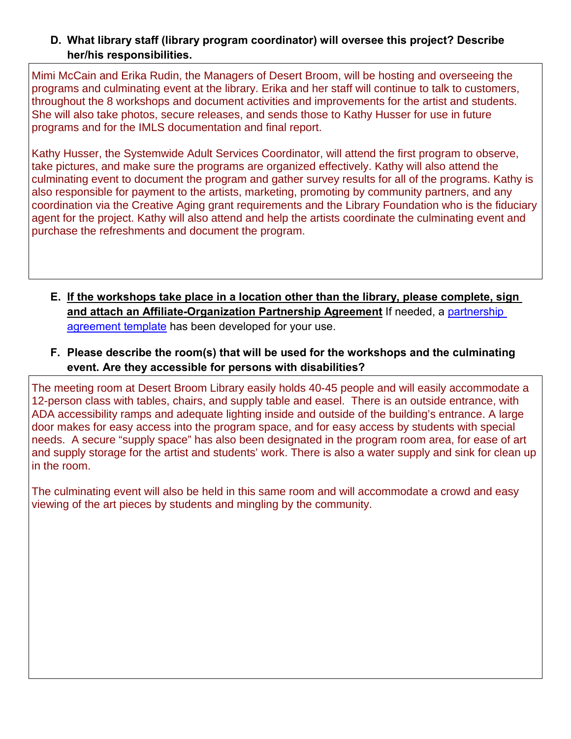**D. What library staff (library program coordinator) will oversee this project? Describe her/his responsibilities.**

Mimi McCain and Erika Rudin, the Managers of Desert Broom, will be hosting and overseeing the programs and culminating event at the library. Erika and her staff will continue to talk to customers, throughout the 8 workshops and document activities and improvements for the artist and students. She will also take photos, secure releases, and sends those to Kathy Husser for use in future programs and for the IMLS documentation and final report.

Kathy Husser, the Systemwide Adult Services Coordinator, will attend the first program to observe, take pictures, and make sure the programs are organized effectively. Kathy will also attend the culminating event to document the program and gather survey results for all of the programs. Kathy is also responsible for payment to the artists, marketing, promoting by community partners, and any coordination via the Creative Aging grant requirements and the Library Foundation who is the fiduciary agent for the project. Kathy will also attend and help the artists coordinate the culminating event and purchase the refreshments and document the program.

**E. <u>If the workshops take place in a location other than the library, please complete, sign and attach an Affiliate-Organization Partnership Agreement</u>** If needed, a [partnership agreement template]() has been developed for your use.

**F. Please describe the room(s) that will be used for the workshops and the culminating event. Are they accessible for persons with disabilities?**

The meeting room at Desert Broom Library easily holds 40-45 people and will easily accommodate a 12-person class with tables, chairs, and supply table and easel. There is an outside entrance, with ADA accessibility ramps and adequate lighting inside and outside of the building's entrance. A large door makes for easy access into the program space, and for easy access by students with special needs. A secure "supply space" has also been designated in the program room area, for ease of art and supply storage for the artist and students' work. There is also a water supply and sink for clean up in the room.

The culminating event will also be held in this same room and will accommodate a crowd and easy viewing of the art pieces by students and mingling by the community.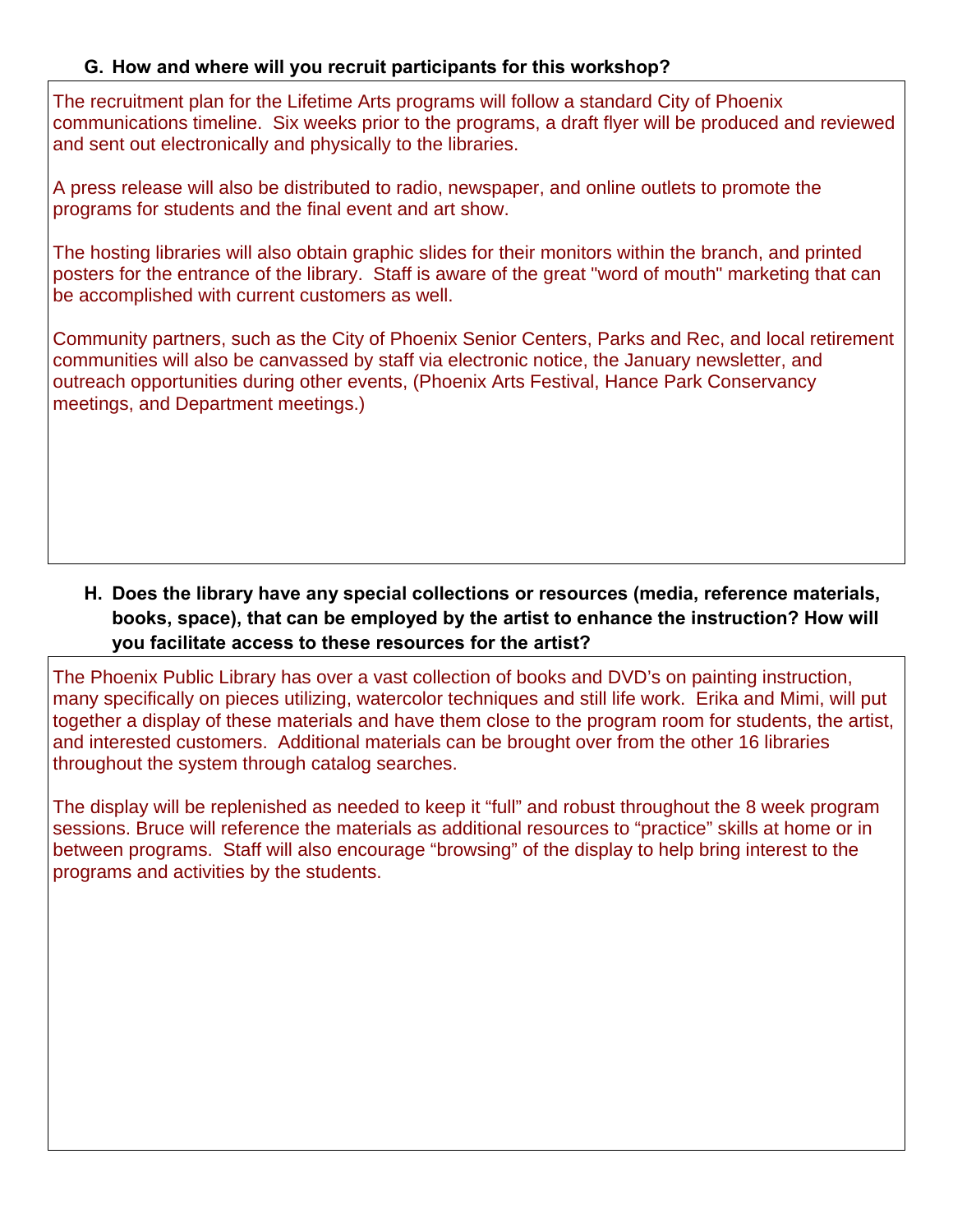**G. How and where will you recruit participants for this workshop?**

The recruitment plan for the Lifetime Arts programs will follow a standard City of Phoenix communications timeline. Six weeks prior to the programs, a draft flyer will be produced and reviewed and sent out electronically and physically to the libraries.

A press release will also be distributed to radio, newspaper, and online outlets to promote the programs for students and the final event and art show.

The hosting libraries will also obtain graphic slides for their monitors within the branch, and printed posters for the entrance of the library. Staff is aware of the great "word of mouth" marketing that can be accomplished with current customers as well.

Community partners, such as the City of Phoenix Senior Centers, Parks and Rec, and local retirement communities will also be canvassed by staff via electronic notice, the January newsletter, and outreach opportunities during other events, (Phoenix Arts Festival, Hance Park Conservancy meetings, and Department meetings.)

**H. Does the library have any special collections or resources (media, reference materials, books, space), that can be employed by the artist to enhance the instruction? How will you facilitate access to these resources for the artist?**

The Phoenix Public Library has over a vast collection of books and DVD's on painting instruction, many specifically on pieces utilizing, watercolor techniques and still life work. Erika and Mimi, will put together a display of these materials and have them close to the program room for students, the artist, and interested customers. Additional materials can be brought over from the other 16 libraries throughout the system through catalog searches.

The display will be replenished as needed to keep it "full" and robust throughout the 8 week program sessions. Bruce will reference the materials as additional resources to "practice" skills at home or in between programs. Staff will also encourage "browsing" of the display to help bring interest to the programs and activities by the students.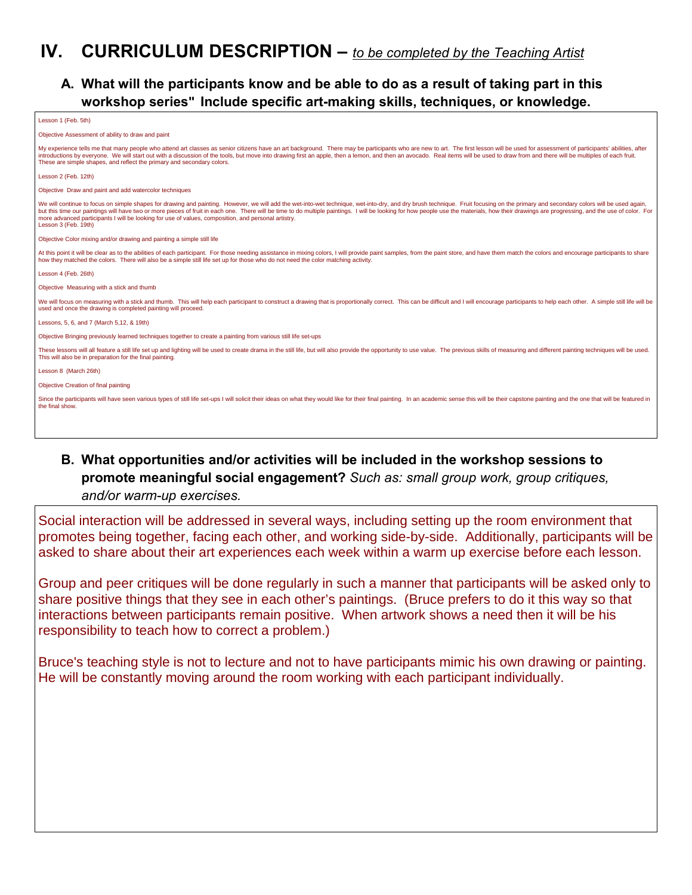# IV. CURRICULUM DESCRIPTION – *to be completed by the Teaching Artist*

## A. What will the participants know and be able to do as a result of taking part in this workshop series" Include specific art-making skills, techniques, or knowledge.

Lesson 1 (Feb. 5th)

Objective Assessment of ability to draw and paint

My experience tells me that many people who attend art classes as senior citizens have an art background. There may be participants who are new to art. The first lesson will be used for assessment of participants' abilities, after introductions by everyone. We will start out with a discussion of the tools, but move into drawing first an apple, then a lemon, and then an avocado. Real items will be used to draw from and there will be multiples of each fruit. These are simple shapes, and reflect the primary and secondary colors.

Lesson 2 (Feb. 12th)

Objective Draw and paint and add watercolor techniques

We will continue to focus on simple shapes for drawing and painting. However, we will add the wet-into-wet technique, wet-into-dry, and dry brush technique. Fruit focusing on the primary and secondary colors will be used again, but this time our paintings will have two or more pieces of fruit in each one. There will be time to do multiple paintings. I will be looking for how people use the materials, how their drawings are progressing, and the use of color. For more advanced participants I will be looking for use of values, composition, and personal artistry.

Lesson 3 (Feb. 19th)

Objective Color mixing and/or drawing and painting a simple still life

At this point it will be clear as to the abilities of each participant. For those needing assistance in mixing colors, I will provide paint samples, from the paint store, and have them match the colors and encourage participants to share how they matched the colors. There will also be a simple still life set up for those who do not need the color matching activity.

Lesson 4 (Feb. 26th)

Objective Measuring with a stick and thumb

We will focus on measuring with a stick and thumb. This will help each participant to construct a drawing that is proportionally correct. This can be difficult and I will encourage participants to help each other. A simple still life will be used and once the drawing is completed painting will proceed.

Lessons, 5, 6, and 7 (March 5,12, & 19th)

Objective Bringing previously learned techniques together to create a painting from various still life set-ups

These lessons will all feature a still life set up and lighting will be used to create drama in the still life, but will also provide the opportunity to use value. The previous skills of measuring and different painting techniques will be used. This will also be in preparation for the final painting.

Lesson 8 (March 26th)

Objective Creation of final painting

Since the participants will have seen various types of still life set-ups I will solicit their ideas on what they would like for their final painting. In an academic sense this will be their capstone painting and the one that will be featured in the final show.

## B. What opportunities and/or activities will be included in the workshop sessions to promote meaningful social engagement? *Such as: small group work, group critiques, and/or warm-up exercises.*

Social interaction will be addressed in several ways, including setting up the room environment that promotes being together, facing each other, and working side-by-side. Additionally, participants will be asked to share about their art experiences each week within a warm up exercise before each lesson.

Group and peer critiques will be done regularly in such a manner that participants will be asked only to share positive things that they see in each other's paintings. (Bruce prefers to do it this way so that interactions between participants remain positive. When artwork shows a need then it will be his responsibility to teach how to correct a problem.)

Bruce's teaching style is not to lecture and not to have participants mimic his own drawing or painting. He will be constantly moving around the room working with each participant individually.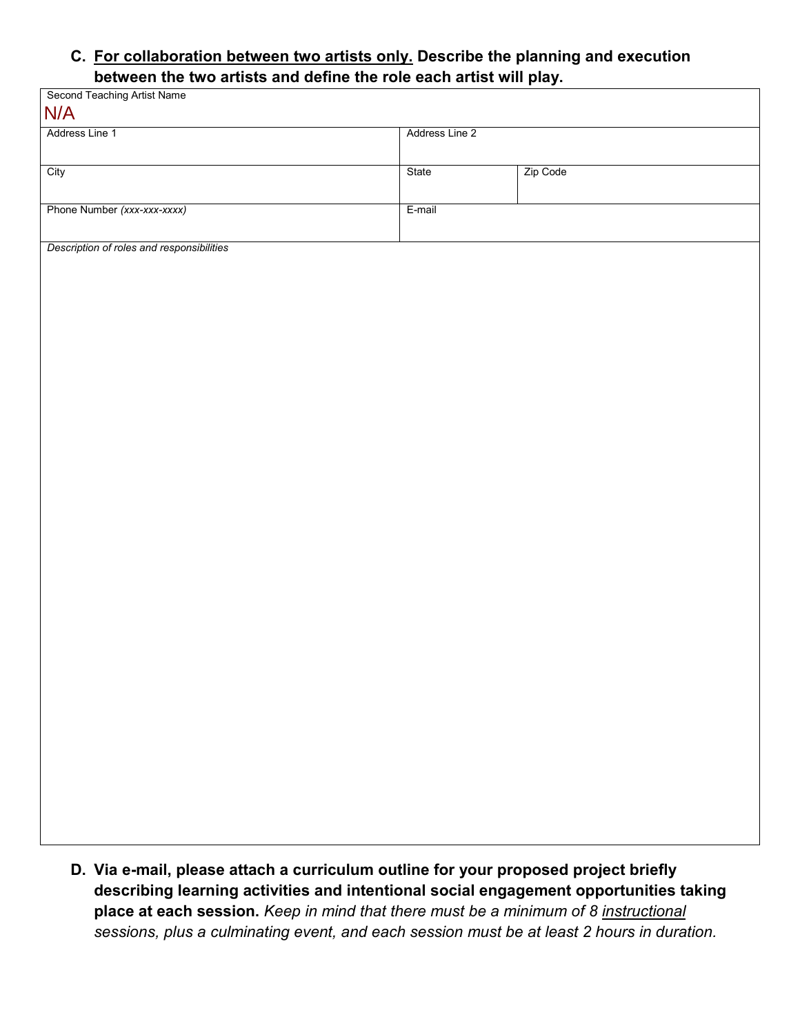**C. <u>For collaboration between two artists only.</u> Describe the planning and execution between the two artists and define the role each artist will play.**

| Second Teaching Artist Name N/A | | |
|---|---|---|
| Address Line 1 | Address Line 2 | |
| City | State | Zip Code |
| Phone Number *(xxx-xxx-xxxx)* | E-mail | |
| *Description of roles and responsibilities* | | |

**D. Via e-mail, please attach a curriculum outline for your proposed project briefly describing learning activities and intentional social engagement opportunities taking place at each session.** *Keep in mind that there must be a minimum of 8 <u>instructional</u> sessions, plus a culminating event, and each session must be at least 2 hours in duration.*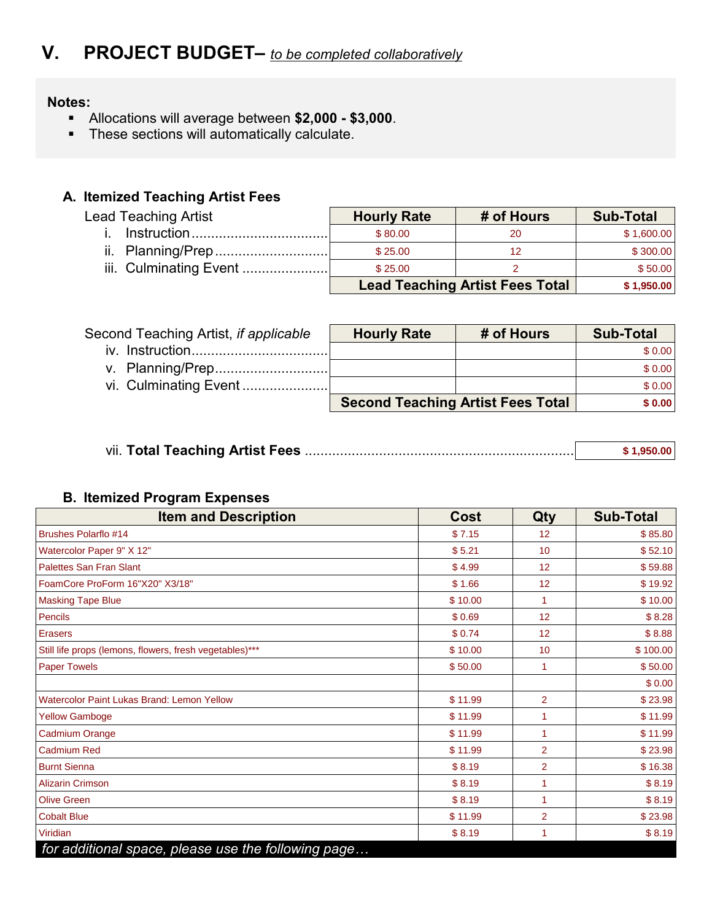# V. PROJECT BUDGET– *to be completed collaboratively*

**Notes:**

- Allocations will average between **$2,000 - $3,000**.
- These sections will automatically calculate.

### A. Itemized Teaching Artist Fees

| Lead Teaching Artist | Hourly Rate | # of Hours | Sub-Total |
|---|---|---|---|
| i. Instruction | $ 80.00 | 20 | $ 1,600.00 |
| ii. Planning/Prep | $ 25.00 | 12 | $ 300.00 |
| iii. Culminating Event | $ 25.00 | 2 | $ 50.00 |
| | **Lead Teaching Artist Fees Total** | | **$ 1,950.00** |

| Second Teaching Artist, *if applicable* | Hourly Rate | # of Hours | Sub-Total |
|---|---|---|---|
| iv. Instruction | | | $ 0.00 |
| v. Planning/Prep | | | $ 0.00 |
| vi. Culminating Event | | | $ 0.00 |
| | **Second Teaching Artist Fees Total** | | **$ 0.00** |

vii. **Total Teaching Artist Fees** ........................................ **$ 1,950.00**

### B. Itemized Program Expenses

| Item and Description | Cost | Qty | Sub-Total |
|---|---|---|---|
| Brushes Polarflo #14 | $ 7.15 | 12 | $ 85.80 |
| Watercolor Paper 9" X 12" | $ 5.21 | 10 | $ 52.10 |
| Palettes San Fran Slant | $ 4.99 | 12 | $ 59.88 |
| FoamCore ProForm 16"X20" X3/18" | $ 1.66 | 12 | $ 19.92 |
| Masking Tape Blue | $ 10.00 | 1 | $ 10.00 |
| Pencils | $ 0.69 | 12 | $ 8.28 |
| Erasers | $ 0.74 | 12 | $ 8.88 |
| Still life props (lemons, flowers, fresh vegetables)*** | $ 10.00 | 10 | $ 100.00 |
| Paper Towels | $ 50.00 | 1 | $ 50.00 |
| | | | $ 0.00 |
| Watercolor Paint Lukas Brand: Lemon Yellow | $ 11.99 | 2 | $ 23.98 |
| Yellow Gamboge | $ 11.99 | 1 | $ 11.99 |
| Cadmium Orange | $ 11.99 | 1 | $ 11.99 |
| Cadmium Red | $ 11.99 | 2 | $ 23.98 |
| Burnt Sienna | $ 8.19 | 2 | $ 16.38 |
| Alizarin Crimson | $ 8.19 | 1 | $ 8.19 |
| Olive Green | $ 8.19 | 1 | $ 8.19 |
| Cobalt Blue | $ 11.99 | 2 | $ 23.98 |
| Viridian | $ 8.19 | 1 | $ 8.19 |

*for additional space, please use the following page…*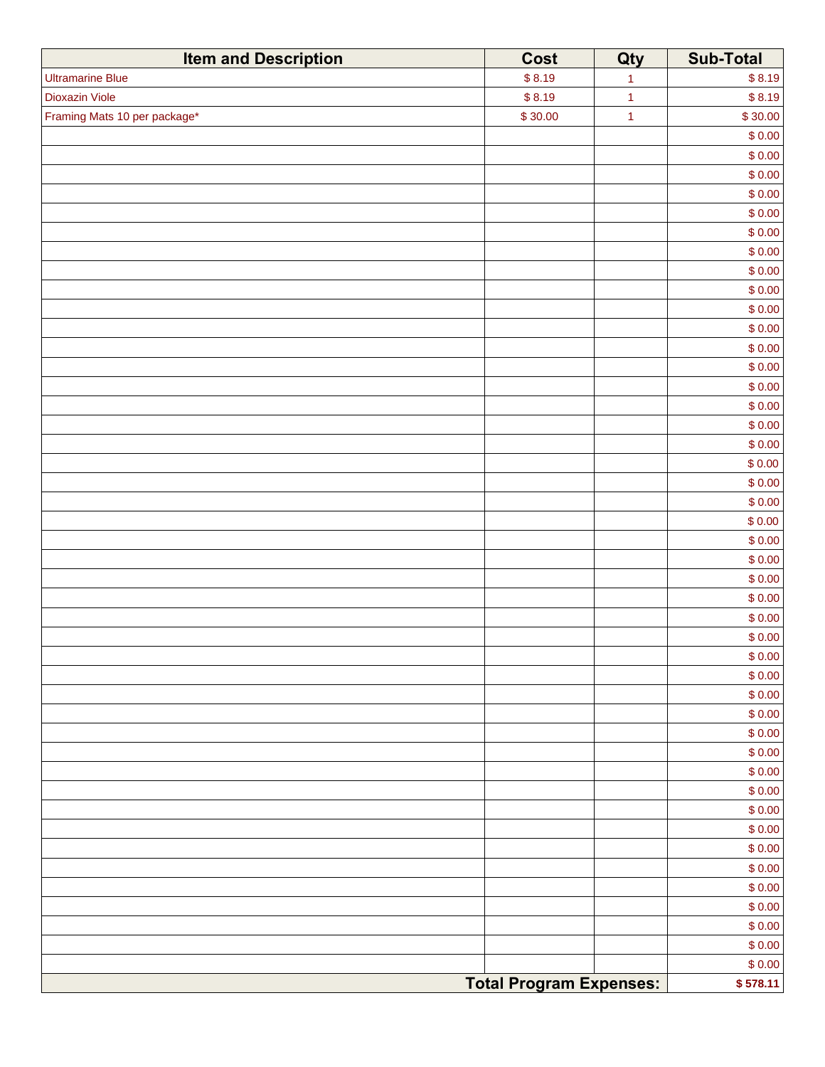| Item and Description | Cost | Qty | Sub-Total |
|---|---|---|---|
| Ultramarine Blue | $ 8.19 | 1 | $ 8.19 |
| Dioxazin Viole | $ 8.19 | 1 | $ 8.19 |
| Framing Mats 10 per package* | $ 30.00 | 1 | $ 30.00 |
| | | | $ 0.00 |
| | | | $ 0.00 |
| | | | $ 0.00 |
| | | | $ 0.00 |
| | | | $ 0.00 |
| | | | $ 0.00 |
| | | | $ 0.00 |
| | | | $ 0.00 |
| | | | $ 0.00 |
| | | | $ 0.00 |
| | | | $ 0.00 |
| | | | $ 0.00 |
| | | | $ 0.00 |
| | | | $ 0.00 |
| | | | $ 0.00 |
| | | | $ 0.00 |
| | | | $ 0.00 |
| | | | $ 0.00 |
| | | | $ 0.00 |
| | | | $ 0.00 |
| | | | $ 0.00 |
| | | | $ 0.00 |
| | | | $ 0.00 |
| | | | $ 0.00 |
| | | | $ 0.00 |
| | | | $ 0.00 |
| | | | $ 0.00 |
| | | | $ 0.00 |
| | | | $ 0.00 |
| | | | $ 0.00 |
| | | | $ 0.00 |
| | | | $ 0.00 |
| | | | $ 0.00 |
| | | | $ 0.00 |
| | | | $ 0.00 |
| | | | $ 0.00 |
| | | | $ 0.00 |
| | | | $ 0.00 |
| | | | $ 0.00 |
| | | | $ 0.00 |
| | | | $ 0.00 |
| | | | $ 0.00 |
| | | | $ 0.00 |
| | | | $ 0.00 |
| | | | $ 0.00 |
| **Total Program Expenses:** | | | **$ 578.11** |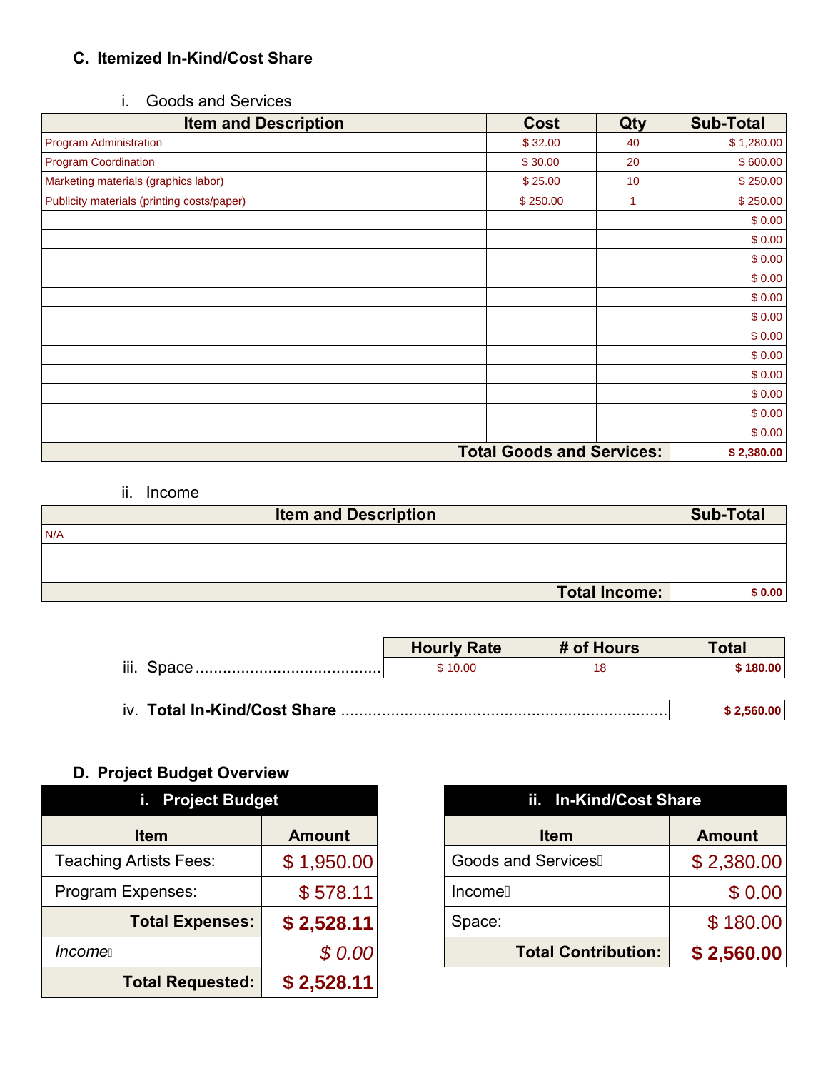### C. Itemized In-Kind/Cost Share

#### i. Goods and Services

| Item and Description | Cost | Qty | Sub-Total |
|---|---|---|---|
| Program Administration | $ 32.00 | 40 | $ 1,280.00 |
| Program Coordination | $ 30.00 | 20 | $ 600.00 |
| Marketing materials (graphics labor) | $ 25.00 | 10 | $ 250.00 |
| Publicity materials (printing costs/paper) | $ 250.00 | 1 | $ 250.00 |
| | | | $ 0.00 |
| | | | $ 0.00 |
| | | | $ 0.00 |
| | | | $ 0.00 |
| | | | $ 0.00 |
| | | | $ 0.00 |
| | | | $ 0.00 |
| | | | $ 0.00 |
| | | | $ 0.00 |
| | | | $ 0.00 |
| | | | $ 0.00 |
| | | | $ 0.00 |
| | | **Total Goods and Services:** | **$ 2,380.00** |

#### ii. Income

| Item and Description | Sub-Total |
|---|---|
| N/A | |
| | |
| | |
| **Total Income:** | **$ 0.00** |

#### iii. Space

| | Hourly Rate | # of Hours | Total |
|---|---|---|---|
| Space | $ 10.00 | 18 | **$ 180.00** |

#### iv. Total In-Kind/Cost Share ........ **$ 2,560.00**

### D. Project Budget Overview

**i. Project Budget**

| Item | Amount |
|---|---|
| Teaching Artists Fees: | $ 1,950.00 |
| Program Expenses: | $ 578.11 |
| **Total Expenses:** | **$ 2,528.11** |
| *Income* | *$ 0.00* |
| **Total Requested:** | **$ 2,528.11** |

**ii. In-Kind/Cost Share**

| Item | Amount |
|---|---|
| Goods and Services | $ 2,380.00 |
| Income | $ 0.00 |
| Space: | $ 180.00 |
| **Total Contribution:** | **$ 2,560.00** |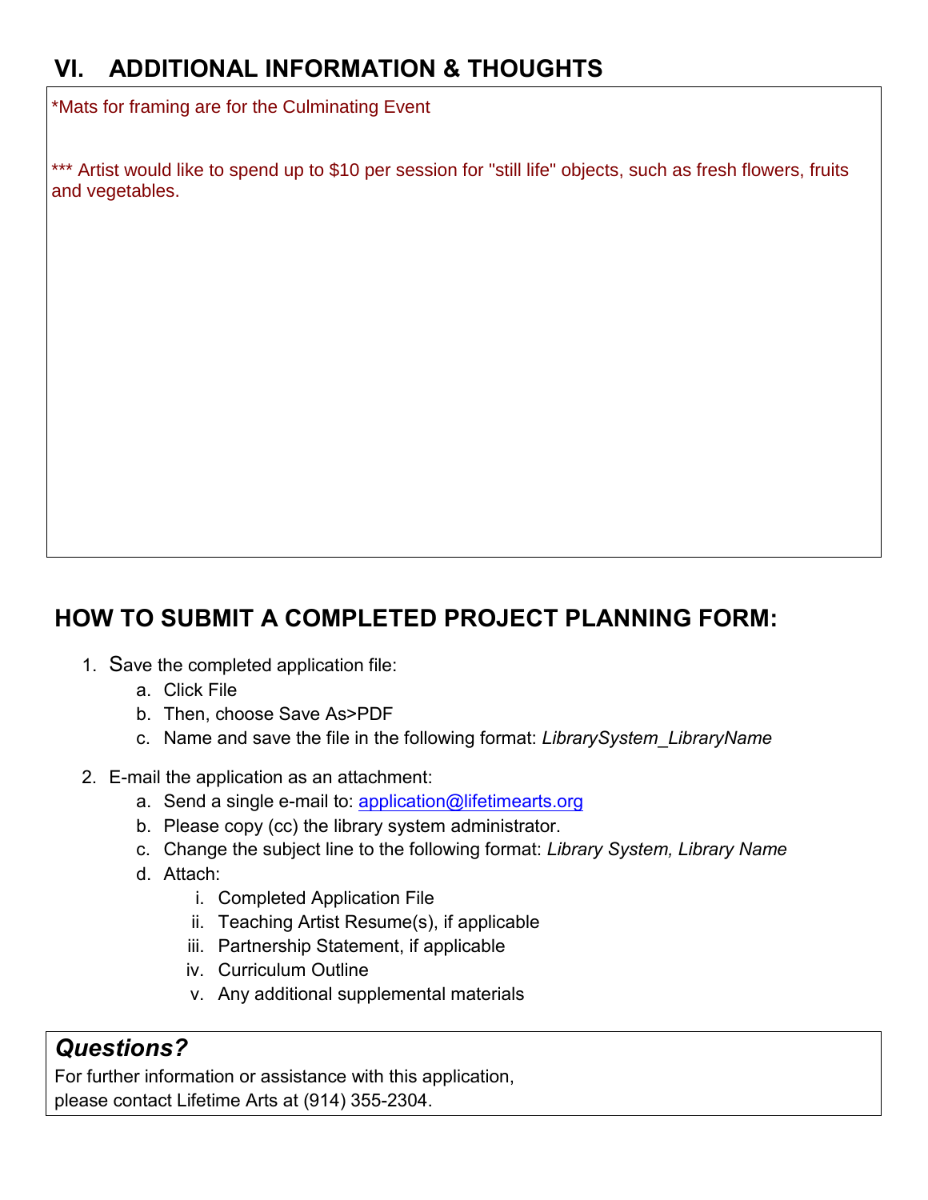## VI. ADDITIONAL INFORMATION & THOUGHTS

*Mats for framing are for the Culminating Event

*** Artist would like to spend up to $10 per session for "still life" objects, such as fresh flowers, fruits and vegetables.

## HOW TO SUBMIT A COMPLETED PROJECT PLANNING FORM:

1. Save the completed application file:
   a. Click File
   b. Then, choose Save As>PDF
   c. Name and save the file in the following format: *LibrarySystem_LibraryName*

2. E-mail the application as an attachment:
   a. Send a single e-mail to: application@lifetimearts.org
   b. Please copy (cc) the library system administrator.
   c. Change the subject line to the following format: *Library System, Library Name*
   d. Attach:
      i. Completed Application File
      ii. Teaching Artist Resume(s), if applicable
      iii. Partnership Statement, if applicable
      iv. Curriculum Outline
      v. Any additional supplemental materials

***Questions?***

For further information or assistance with this application,
please contact Lifetime Arts at (914) 355-2304.